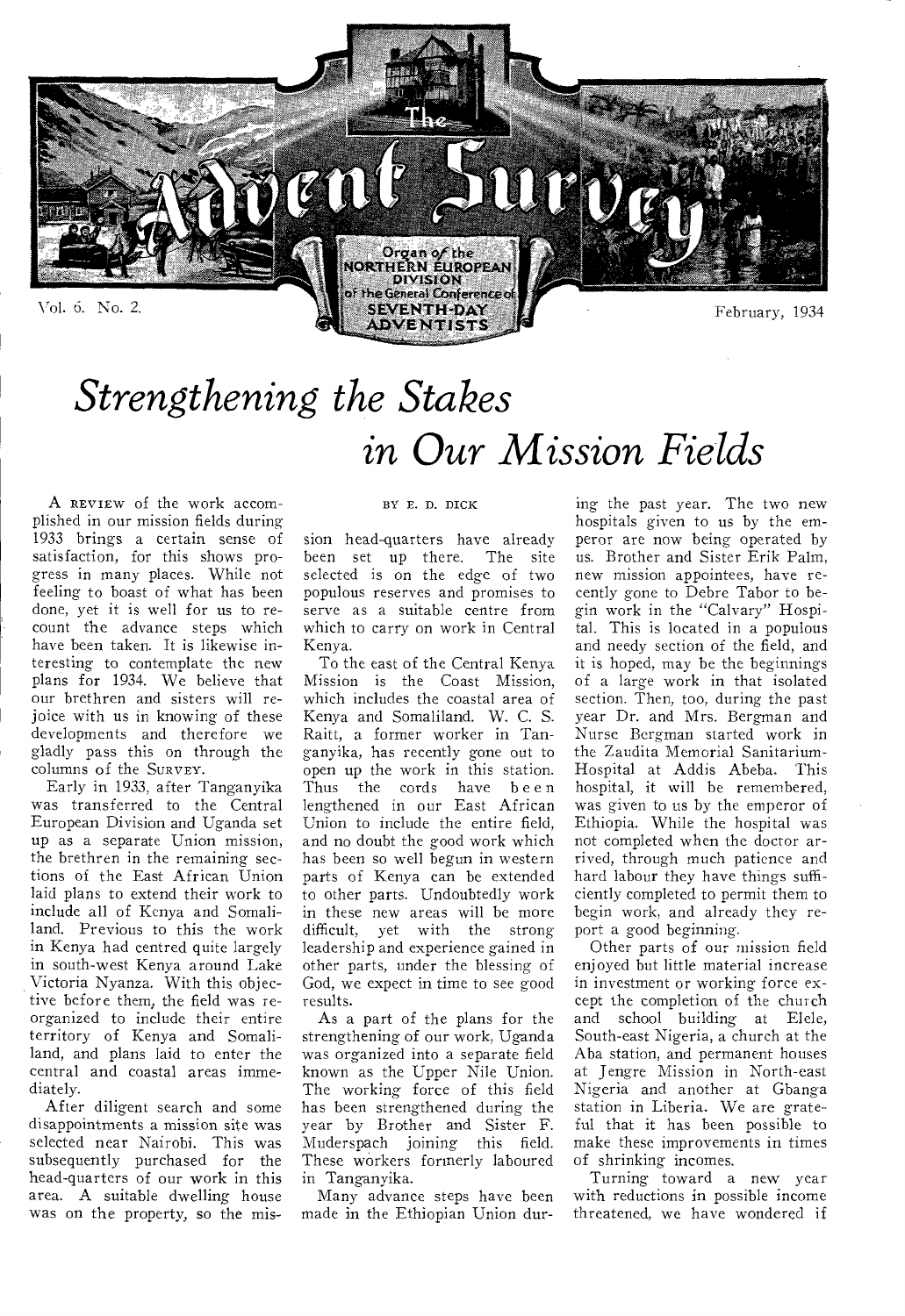# The Advent Survey

Organ of the NORTHERN EUROPEAN DIVISION of the General Conference of SEVENTH-DAY ADVENTISTS

Vol. 6. No. 2. February, 1934

# *Strengthening the Stakes in Our Mission Fields*

BY E. D. DICK

A REVIEW of the work accomplished in our mission fields during 1933 brings a certain sense of satisfaction, for this shows progress in many places. While not feeling to boast of what has been done, yet it is well for us to recount the advance steps which have been taken. It is likewise interesting to contemplate the new plans for 1934. We believe that our brethren and sisters will rejoice with us in knowing of these developments and therefore we gladly pass this on through the columns of the SURVEY.

Early in 1933, after Tanganyika was transferred to the Central European Division and Uganda set up as a separate Union mission, the brethren in the remaining sections of the East African Union laid plans to extend their work to include all of Kenya and Somaliland. Previous to this the work in Kenya had centred quite largely in south-west Kenya around Lake Victoria Nyanza. With this objective before them, the field was reorganized to include their entire territory of Kenya and Somaliland, and plans laid to enter the central and coastal areas immediately.

After diligent search and some disappointments a mission site was selected near Nairobi. This was subsequently purchased for the head-quarters of our work in this area. A suitable dwelling house was on the property, so the mission head-quarters have already been set up there. The site selected is on the edge of two populous reserves and promises to serve as a suitable centre from which to carry on work in Central Kenya.

To the east of the Central Kenya Mission is the Coast Mission, which includes the coastal area of Kenya and Somaliland. W. C. S. Raitt, a former worker in Tanganyika, has recently gone out to open up the work in this station. Thus the cords have been lengthened in our East African Union to include the entire field, and no doubt the good work which has been so well begun in western parts of Kenya can be extended to other parts. Undoubtedly work in these new areas will be more difficult, yet with the strong leadership and experience gained in other parts, under the blessing of God, we expect in time to see good results.

As a part of the plans for the strengthening of our work, Uganda was organized into a separate field known as the Upper Nile Union. The working force of this field has been strengthened during the year by Brother and Sister F. Muderspach joining this field. These workers formerly laboured in Tanganyika.

Many advance steps have been made in the Ethiopian Union during the past year. The two new hospitals given to us by the emperor are now being operated by us. Brother and Sister Erik Palm, new mission appointees, have recently gone to Debre Tabor to begin work in the "Calvary" Hospital. This is located in a populous and needy section of the field, and it is hoped, may be the beginnings of a large work in that isolated section. Then, too, during the past year Dr. and Mrs. Bergman and Nurse Bergman started work in the Zaudita Memorial Sanitarium-Hospital at Addis Abeba. This hospital, it will be remembered, was given to us by the emperor of Ethiopia. While the hospital was not completed when the doctor arrived, through much patience and hard labour they have things sufficiently completed to permit them to begin work, and already they report a good beginning.

Other parts of our mission field enjoyed but little material increase in investment or working force except the completion of the church and school building at Elele, South-east Nigeria, a church at the Aba station, and permanent houses at Jengre Mission in North-east Nigeria and another at Gbanga station in Liberia. We are grateful that it has been possible to make these improvements in times of shrinking incomes.

Turning toward a new year with reductions in possible income threatened, we have wondered if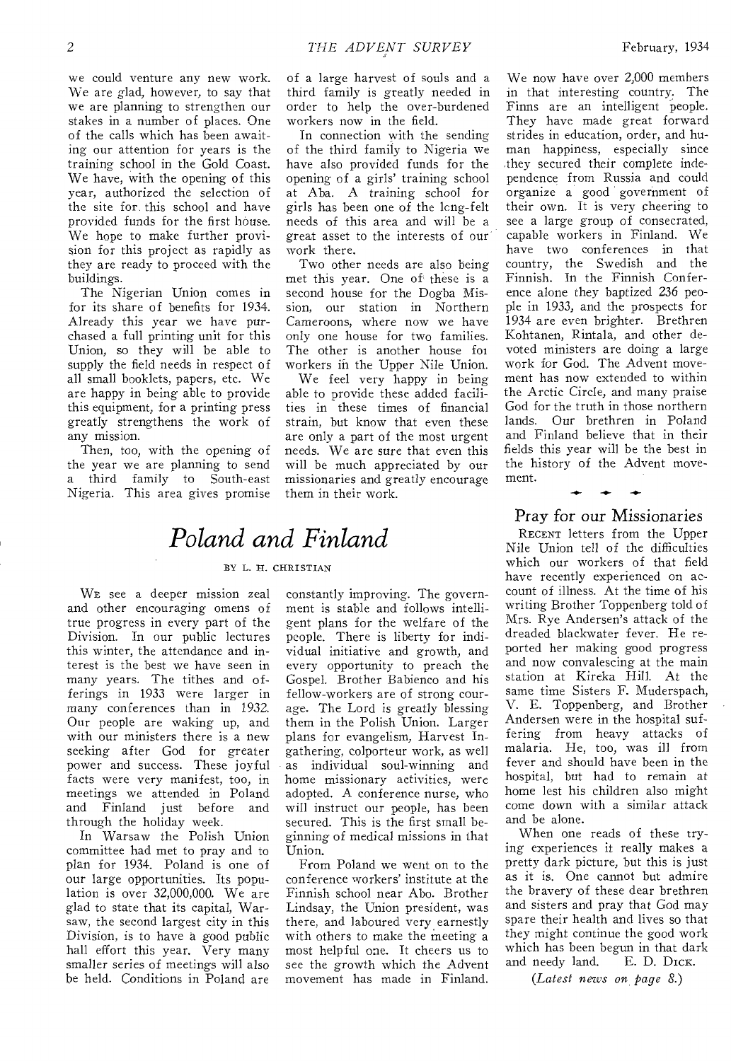we could venture any new work. We are glad, however, to say that we are planning to strengthen our stakes in a number of places. One of the calls which has been awaiting our attention for years is the training school in the Gold Coast. We have, with the opening of this year, authorized the selection of the site for this school and have provided funds for the first house. We hope to make further provision for this project as rapidly as they are ready to proceed with the buildings.

The Nigerian Union comes in for its share of benefits for 1934. Already this year we have purchased a full printing unit for this Union, so they will be able to supply the field needs in respect of all small booklets, papers, etc. We are happy in being able to provide this equipment, for a printing press greatly strengthens the work of any mission.

Then, too, with the opening of the year we are planning to send a third family to South-east Nigeria. This area gives promise of a large harvest of souls and a third family is greatly needed in order to help the over-burdened workers now in the field.

In connection with the sending of the third family to Nigeria we have also provided funds for the opening of a girls' training school at Aba. A training school for girls has been one of the long-felt needs of this area and will be a great asset to the interests of our work there.

Two other needs are also being met this year. One of these is a second house for the Dogba Mission, our station in Northern Cameroons, where now we have only one house for two families. The other is another house foi workers in the Upper Nile Union.

We feel very happy in being able to provide these added facilities in these times of financial strain, but know that even these are only a part of the most urgent needs. We are sure that even this will be much appreciated by our missionaries and greatly encourage them in their work.

# *Poland and Finland*

BY L. H. CHRISTIAN

We see a deeper mission zeal and other encouraging omens of true progress in every part of the Division. In our public lectures this winter, the attendance and interest is the best we have seen in many years. The tithes and offerings in 1933 were larger in many conferences than in 1932. Our people are waking up, and with our ministers there is a new seeking after God for greater power and success. These joyful facts were very manifest, too, in meetings we attended in Poland and Finland just before and through the holiday week.

In Warsaw the Polish Union committee had met to pray and to plan for 1934. Poland is one of our large opportunities. Its population is over 32,000,000. We are glad to state that its capital, Warsaw, the second largest city in this Division, is to have a good public hall effort this year. Very many smaller series of meetings will also be held. Conditions in Poland are constantly improving. The government is stable and follows intelligent plans for the welfare of the people. There is liberty for individual initiative and growth, and every opportunity to preach the Gospel. Brother Babienco and his fellow-workers are of strong courage. The Lord is greatly blessing them in the Polish Union. Larger plans for evangelism, Harvest Ingathering, colporteur work, as well as individual soul-winning and home missionary activities, were adopted. A conference nurse, who will instruct our people, has been secured. This is the first small beginning of medical missions in that Union.

From Poland we went on to the conference workers' institute at the Finnish school near Abo. Brother Lindsay, the Union president, was there, and laboured very earnestly with others to make the meeting a most helpful one. It cheers us to see the growth which the Advent movement has made in Finland. We now have over 2,000 members in that interesting country. The Finns are an intelligent people. They have made great forward strides in education, order, and human happiness, especially since they secured their complete independence from Russia and could organize a good government of their own. It is very cheering to see a large group of consecrated, capable workers in Finland. We have two conferences in that country, the Swedish and the Finnish. In the Finnish Conference alone they baptized 236 people in 1933, and the prospects for 1934 are even brighter. Brethren Kohtanen, Rintala, and other devoted ministers are doing a large work for God. The Advent movement has now extended to within the Arctic Circle, and many praise God for the truth in those northern lands. Our brethren in Poland and Finland believe that in their fields this year will be the best in the history of the Advent movement.

## Pray for our Missionaries

RECENT letters from the Upper Nile Union tell of the difficulties which our workers of that field have recently experienced on account of illness. At the time of his writing Brother Toppenberg told of Mrs. Rye Andersen's attack of the dreaded blackwater fever. He reported her making good progress and now convalescing at the main station at Kireka Hill. At the same time Sisters F. Muderspach, V. E. Toppenberg, and Brother Andersen were in the hospital suffering from heavy attacks of malaria. He, too, was ill from fever and should have been in the hospital, but had to remain at home lest his children also might come down with a similar attack and be alone.

When one reads of these trying experiences it really makes a pretty dark picture, but this is just as it is. One cannot but admire the bravery of these dear brethren and sisters and pray that God may spare their health and lives so that they might continue the good work which has been begun in that dark and needy land. E. D. DICK.

*(Latest news on page 8.)*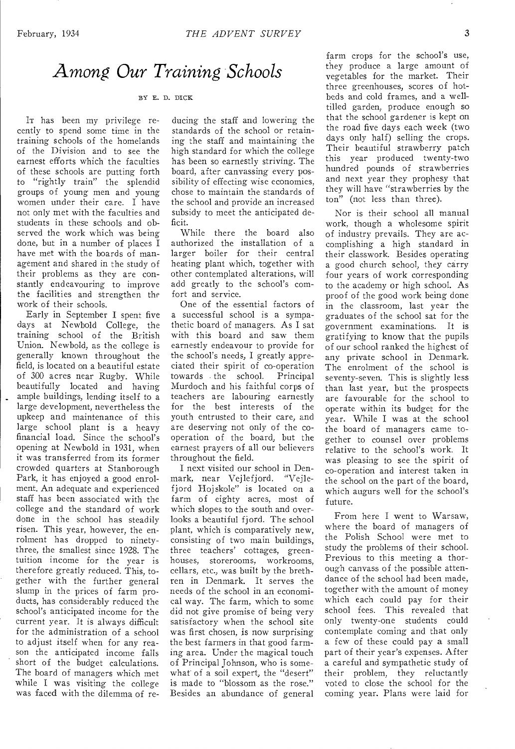# *Among Our Training Schools*

BY E. D. DICK

It has been my privilege recently to spend some time in the training schools of the homelands of the Division and to see the earnest efforts which the faculties of these schools are putting forth to "rightly train" the splendid groups of young men and young women under their care. I have not only met with the faculties and students in these schools and observed the work which was being done, but in a number of places I have met with the boards of management and shared in the study of their problems as they are constantly endeavouring to improve the facilities and strengthen the work of their schools.

Early in September I spent five days at Newbold College, the training school of the British Union. Newbold, as the college is generally known throughout the field, is located on a beautiful estate of 300 acres near Rugby. While beautifully located and having ample buildings, lending itself to a large development, nevertheless the upkeep and maintenance of this large school plant is a heavy financial load. Since the school's opening at Newbold in 1931, when it was transferred from its former crowded quarters at Stanborough Park, it has enjoyed a good enrolment. An adequate and experienced staff has been associated with the college and the standard of work done in the school has steadily risen. This year, however, the enrolment has dropped to ninety-three, the smallest since 1928. The tuition income for the year is therefore greatly reduced. This, together with the further general slump in the prices of farm products, has considerably reduced the school's anticipated income for the current year. It is always difficult for the administration of a school to adjust itself when for any reason the anticipated income falls short of the budget calculations. The board of managers which met while I was visiting the college was faced with the dilemma of reducing the staff and lowering the standards of the school or retaining the staff and maintaining the high standard for which the college has been so earnestly striving. The board, after canvassing every possibility of effecting wise economies, chose to maintain the standards of the school and provide an increased subsidy to meet the anticipated deficit.

While there the board also authorized the installation of a larger boiler for their central heating plant which, together with other contemplated alterations, will add greatly to the school's comfort and service.

One of the essential factors of a successful school is a sympathetic board of managers. As I sat with this board and saw them earnestly endeavour to provide for the school's needs, I greatly appreciated their spirit of co-operation towards the school. Principal Murdoch and his faithful corps of teachers are labouring earnestly for the best interests of the youth entrusted to their care, and are deserving not only of the co-operation of the board, but the earnest prayers of all our believers throughout the field.

I next visited our school in Denmark, near Vejlefjord. "Vejlefjord Hojskole" is located on a farm of eighty acres, most of which slopes to the south and overlooks a beautiful fjord. The school plant, which is comparatively new, consisting of two main buildings, three teachers' cottages, greenhouses, storerooms, workrooms, cellars, etc., was built by the brethren in Denmark. It serves the needs of the school in an economical way. The farm, which to some did not give promise of being very satisfactory when the school site was first chosen, is now surprising the best farmers in that good farming area. Under the magical touch of Principal Johnson, who is somewhat of a soil expert, the "desert" is made to "blossom as the rose." Besides an abundance of general farm crops for the school's use, they produce a large amount of vegetables for the market. Their three greenhouses, scores of hotbeds and cold frames, and a well-tilled garden, produce enough so that the school gardener is kept on the road five days each week (two days only half) selling the crops. Their beautiful strawberry patch this year produced twenty-two hundred pounds of strawberries and next year they prophesy that they will have "strawberries by the ton" (not less than three).

Nor is their school all manual work, though a wholesome spirit of industry prevails. They are accomplishing a high standard in their classwork. Besides operating a good church school, they carry four years of work corresponding to the academy or high school. As proof of the good work being done in the classroom, last year the graduates of the school sat for the government examinations. It is gratifying to know that the pupils of our school ranked the highest of any private school in Denmark. The enrolment of the school is seventy-seven. This is slightly less than last year, but the prospects are favourable for the school to operate within its budget for the year. While I was at the school the board of managers came together to counsel over problems relative to the school's work. It was pleasing to see the spirit of co-operation and interest taken in the school on the part of the board, which augurs well for the school's future.

From here I went to Warsaw, where the board of managers of the Polish School were met to study the problems of their school. Previous to this meeting a thorough canvass of the possible attendance of the school had been made, together with the amount of money which each could pay for their school fees. This revealed that only twenty-one students could contemplate coming and that only a few of these could pay a small part of their year's expenses. After a careful and sympathetic study of their problem, they reluctantly voted to close the school for the coming year. Plans were laid for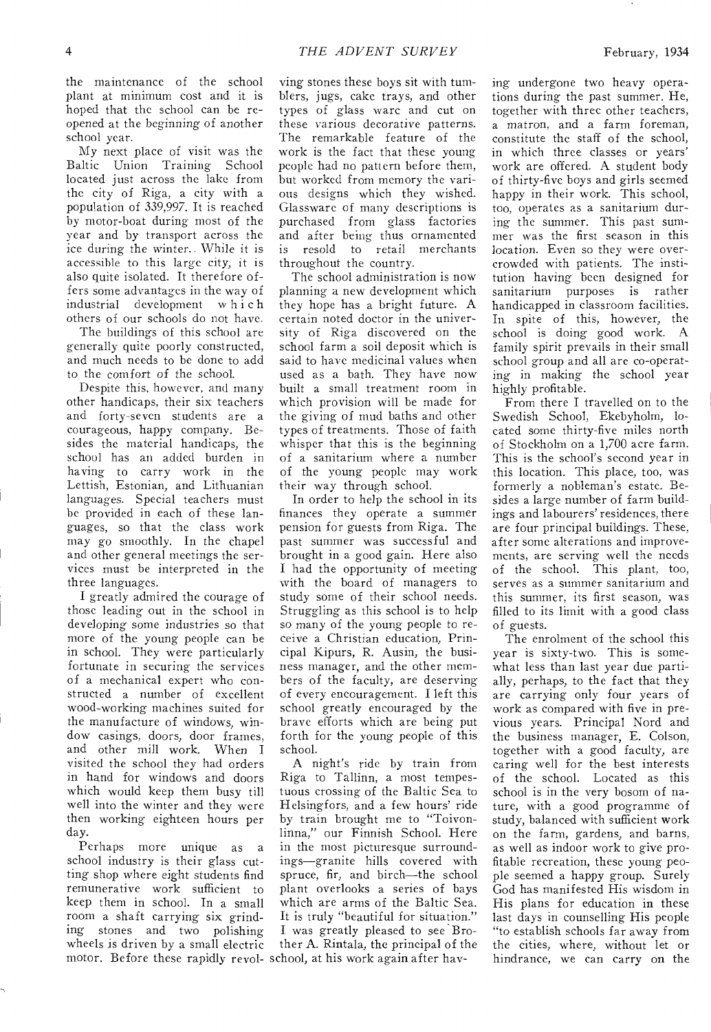the maintenance of the school plant at minimum cost and it is hoped that the school can be re-opened at the beginning of another school year.

My next place of visit was the Baltic Union Training School located just across the lake from the city of Riga, a city with a population of 339,997. It is reached by motor-boat during most of the year and by transport across the ice during the winter. While it is accessible to this large city, it is also quite isolated. It therefore offers some advantages in the way of industrial development which others of our schools do not have.

The buildings of this school are generally quite poorly constructed, and much needs to be done to add to the comfort of the school.

Despite this, however, and many other handicaps, their six teachers and forty-seven students are a courageous, happy company. Besides the material handicaps, the school has an added burden in having to carry work in the Lettish, Estonian, and Lithuanian languages. Special teachers must be provided in each of these languages, so that the class work may go smoothly. In the chapel and other general meetings the services must be interpreted in the three languages.

I greatly admired the courage of those leading out in the school in developing some industries so that more of the young people can be in school. They were particularly fortunate in securing the services of a mechanical expert who constructed a number of excellent wood-working machines suited for the manufacture of windows, window casings, doors, door frames, and other mill work. When I visited the school they had orders in hand for windows and doors which would keep them busy till well into the winter and they were then working eighteen hours per day.

Perhaps more unique as a school industry is their glass cutting shop where eight students find remunerative work sufficient to keep them in school. In a small room a shaft carrying six grinding stones and two polishing wheels is driven by a small electric motor. Before these rapidly revolving stones these boys sit with tumblers, jugs, cake trays, and other types of glass ware and cut on these various decorative patterns. The remarkable feature of the work is the fact that these young people had no pattern before them, but worked from memory the various designs which they wished. Glassware of many descriptions is purchased from glass factories and after being thus ornamented is resold to retail merchants throughout the country.

The school administration is now planning a new development which they hope has a bright future. A certain noted doctor in the university of Riga discovered on the school farm a soil deposit which is said to have medicinal values when used as a bath. They have now built a small treatment room in which provision will be made for the giving of mud baths and other types of treatments. Those of faith whisper that this is the beginning of a sanitarium where a number of the young people may work their way through school.

In order to help the school in its finances they operate a summer pension for guests from Riga. The past summer was successful and brought in a good gain. Here also I had the opportunity of meeting with the board of managers to study some of their school needs. Struggling as this school is to help so many of the young people to receive a Christian education, Principal Kipurs, R. Ausin, the business manager, and the other members of the faculty, are deserving of every encouragement. I left this school greatly encouraged by the brave efforts which are being put forth for the young people of this school.

A night's ride by train from Riga to Tallinn, a most tempestuous crossing of the Baltic Sea to Helsingfors, and a few hours' ride by train brought me to "Toivonlinna," our Finnish School. Here in the most picturesque surroundings—granite hills covered with spruce, fir, and birch—the school plant overlooks a series of bays which are arms of the Baltic Sea. It is truly "beautiful for situation." I was greatly pleased to see Brother A. Rintala, the principal of the school, at his work again after having undergone two heavy operations during the past summer. He, together with three other teachers, a matron, and a farm foreman, constitute the staff of the school, in which three classes or years' work are offered. A student body of thirty-five boys and girls seemed happy in their work. This school, too, operates as a sanitarium during the summer. This past summer was the first season in this location. Even so they were overcrowded with patients. The institution having been designed for sanitarium purposes is rather handicapped in classroom facilities. In spite of this, however, the school is doing good work. A family spirit prevails in their small school group and all are co-operating in making the school year highly profitable.

From there I travelled on to the Swedish School, Ekebyholm, located some thirty-five miles north of Stockholm on a 1,700 acre farm. This is the school's second year in this location. This place, too, was formerly a nobleman's estate. Besides a large number of farm buildings and labourers' residences, there are four principal buildings. These, after some alterations and improvements, are serving well the needs of the school. This plant, too, serves as a summer sanitarium and this summer, its first season, was filled to its limit with a good class of guests.

The enrolment of the school this year is sixty-two. This is somewhat less than last year due partially, perhaps, to the fact that they are carrying only four years of work as compared with five in previous years. Principal Nord and the business manager, E. Colson, together with a good faculty, are caring well for the best interests of the school. Located as this school is in the very bosom of nature, with a good programme of study, balanced with sufficient work on the farm, gardens, and barns, as well as indoor work to give profitable recreation, these young people seemed a happy group. Surely God has manifested His wisdom in His plans for education in these last days in counselling His people "to establish schools far away from the cities, where, without let or hindrance, we can carry on the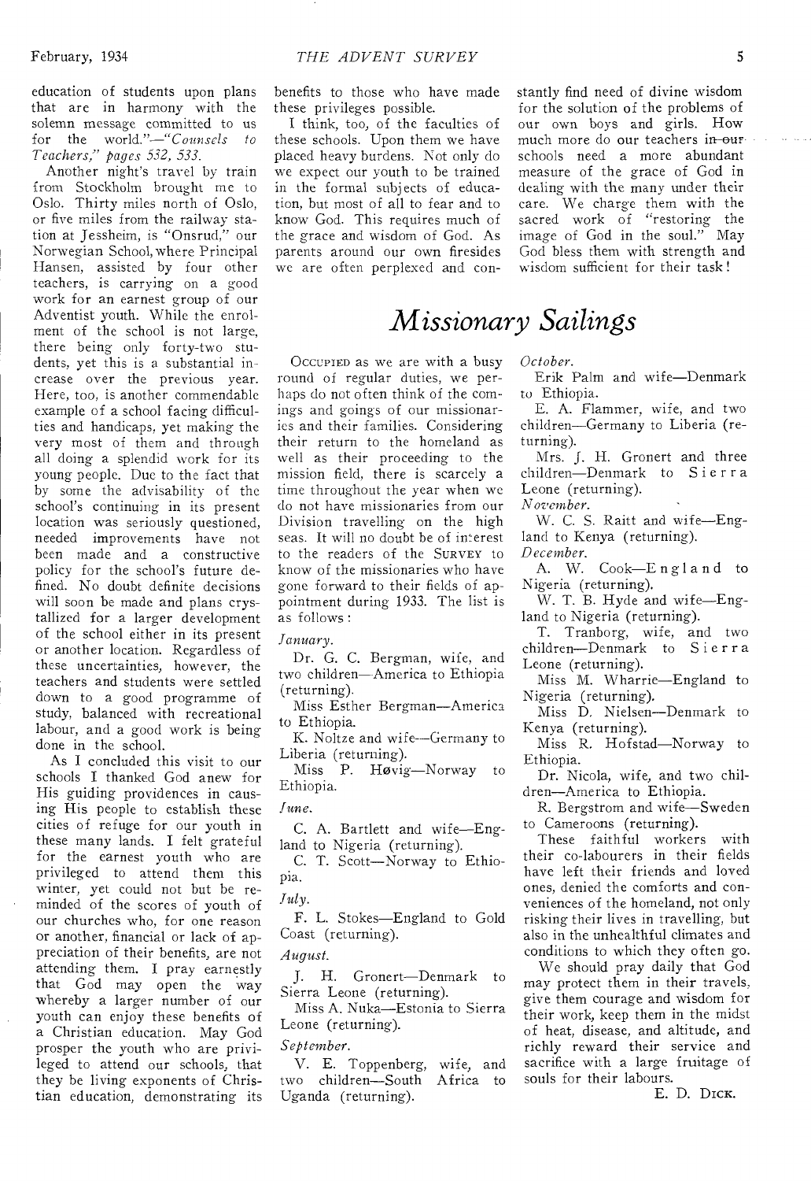education of students upon plans that are in harmony with the solemn message committed to us for the world."—*"Counsels to Teachers," pages 532, 533.*

Another night's travel by train from Stockholm brought me to Oslo. Thirty miles north of Oslo, or five miles from the railway station at Jessheim, is "Onsrud," our Norwegian School, where Principal Hansen, assisted by four other teachers, is carrying on a good work for an earnest group of our Adventist youth. While the enrolment of the school is not large, there being only forty-two students, yet this is a substantial increase over the previous year. Here, too, is another commendable example of a school facing difficulties and handicaps, yet making the very most of them and through all doing a splendid work for its young people. Due to the fact that by some the advisability of the school's continuing in its present location was seriously questioned, needed improvements have not been made and a constructive policy for the school's future defined. No doubt definite decisions will soon be made and plans crystallized for a larger development of the school either in its present or another location. Regardless of these uncertainties, however, the teachers and students were settled down to a good programme of study, balanced with recreational labour, and a good work is being done in the school.

As I concluded this visit to our schools I thanked God anew for His guiding providences in causing His people to establish these cities of refuge for our youth in these many lands. I felt grateful for the earnest youth who are privileged to attend them this winter, yet could not but be reminded of the scores of youth of our churches who, for one reason or another, financial or lack of appreciation of their benefits, are not attending them. I pray earnestly that God may open the way whereby a larger number of our youth can enjoy these benefits of a Christian education. May God prosper the youth who are privileged to attend our schools, that they be living exponents of Christian education, demonstrating its benefits to those who have made these privileges possible.

I think, too, of the faculties of these schools. Upon them we have placed heavy burdens. Not only do we expect our youth to be trained in the formal subjects of education, but most of all to fear and to know God. This requires much of the grace and wisdom of God. As parents around our own firesides we are often perplexed and constantly find need of divine wisdom for the solution of the problems of our own boys and girls. How much more do our teachers in our schools need a more abundant measure of the grace of God in dealing with the many under their care. We charge them with the sacred work of "restoring the image of God in the soul." May God bless them with strength and wisdom sufficient for their task!

# *Missionary Sailings*

OCCUPIED as we are with a busy round of regular duties, we perhaps do not often think of the comings and goings of our missionaries and their families. Considering their return to the homeland as well as their proceeding to the mission field, there is scarcely a time throughout the year when we do not have missionaries from our Division travelling on the high seas. It will no doubt be of interest to the readers of the SURVEY to know of the missionaries who have gone forward to their fields of appointment during 1933. The list is as follows:

*January.*

Dr. G. C. Bergman, wife, and two children—America to Ethiopia (returning).

Miss Esther Bergman—America to Ethiopia.

K. Noltze and wife—Germany to Liberia (returning).

Miss P. Høvig—Norway to Ethiopia.

*June.*

C. A. Bartlett and wife—England to Nigeria (returning).

C. T. Scott—Norway to Ethiopia.

*July.*

F. L. Stokes—England to Gold Coast (returning).

*August.*

J. H. Gronert—Denmark to Sierra Leone (returning).

Miss A. Nuka—Estonia to Sierra Leone (returning).

*September.*

V. E. Toppenberg, wife, and two children—South Africa to Uganda (returning).

*October.*

Erik Palm and wife—Denmark to Ethiopia.

E. A. Flammer, wife, and two children—Germany to Liberia (returning).

Mrs. J. H. Gronert and three children—Denmark to Sierra Leone (returning).

*November.*

W. C. S. Raitt and wife—England to Kenya (returning).

*December.*

A. W. Cook—England to Nigeria (returning).

W. T. B. Hyde and wife—England to Nigeria (returning).

T. Tranborg, wife, and two children—Denmark to Sierra Leone (returning).

Miss M. Wharrie—England to Nigeria (returning).

Miss D. Nielsen—Denmark to Kenya (returning).

Miss R. Hofstad—Norway to Ethiopia.

Dr. Nicola, wife, and two children—America to Ethiopia.

R. Bergstrom and wife—Sweden to Cameroons (returning).

These faithful workers with their co-labourers in their fields have left their friends and loved ones, denied the comforts and conveniences of the homeland, not only risking their lives in travelling, but also in the unhealthful climates and conditions to which they often go.

We should pray daily that God may protect them in their travels, give them courage and wisdom for their work, keep them in the midst of heat, disease, and altitude, and richly reward their service and sacrifice with a large fruitage of souls for their labours.

E. D. DICK.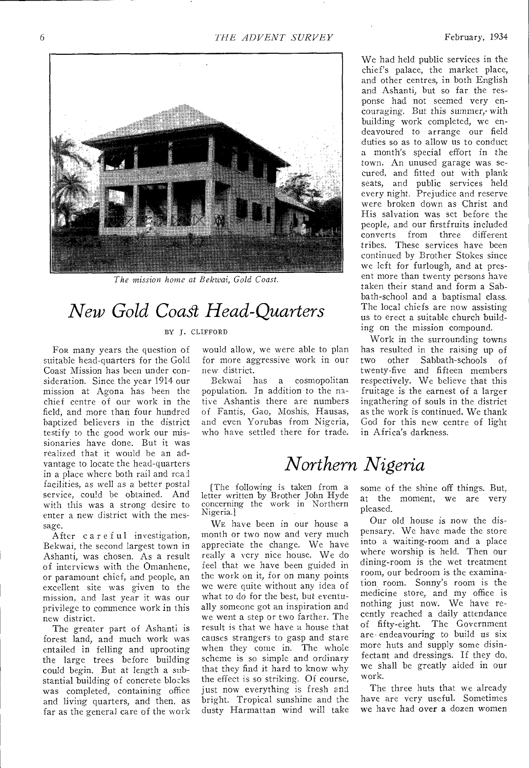*The mission home at Bekwai, Gold Coast.*

# *New Gold Coast Head-Quarters*

BY J. CLIFFORD

For many years the question of suitable head-quarters for the Gold Coast Mission has been under consideration. Since the year 1914 our mission at Agona has been the chief centre of our work in the field, and more than four hundred baptized believers in the district testify to the good work our missionaries have done. But it was realized that it would be an advantage to locate the head-quarters in a place where both rail and road facilities, as well as a better postal service, could be obtained. And with this was a strong desire to enter a new district with the message.

After careful investigation, Bekwai, the second largest town in Ashanti, was chosen. As a result of interviews with the Omanhene, or paramount chief, and people, an excellent site was given to the mission, and last year it was our privilege to commence work in this new district.

The greater part of Ashanti is forest land, and much work was entailed in felling and uprooting the large trees before building could begin. But at length a substantial building of concrete blocks was completed, containing office and living quarters, and then, as far as the general care of the work would allow, we were able to plan for more aggressive work in our new district.

Bekwai has a cosmopolitan population. In addition to the native Ashantis there are numbers of Fantis, Gao, Moshis, Hausas, and even Yorubas from Nigeria, who have settled there for trade.

We had held public services in the chief's palace, the market place, and other centres, in both English and Ashanti, but so far the response had not seemed very encouraging. But this summer, with building work completed, we endeavoured to arrange our field duties so as to allow us to conduct a month's special effort in the town. An unused garage was secured, and fitted out with plank seats, and public services held every night. Prejudice and reserve were broken down as Christ and His salvation was set before the people, and our firstfruits included converts from three different tribes. These services have been continued by Brother Stokes since we left for furlough, and at present more than twenty persons have taken their stand and form a Sabbath-school and a baptismal class. The local chiefs are now assisting us to erect a suitable church building on the mission compound.

Work in the surrounding towns has resulted in the raising up of two other Sabbath-schools of twenty-five and fifteen members respectively. We believe that this fruitage is the earnest of a larger ingathering of souls in the district as the work is continued. We thank God for this new centre of light in Africa's darkness.

# *Northern Nigeria*

[The following is taken from a letter written by Brother John Hyde concerning the work in Northern Nigeria.]

We have been in our house a month or two now and very much appreciate the change. We have really a very nice house. We do feel that we have been guided in the work on it, for on many points we were quite without any idea of what to do for the best, but eventually someone got an inspiration and we went a step or two farther. The result is that we have a house that causes strangers to gasp and stare when they come in. The whole scheme is so simple and ordinary that they find it hard to know why the effect is so striking. Of course, just now everything is fresh and bright. Tropical sunshine and the dusty Harmattan wind will take some of the shine off things. But, at the moment, we are very pleased.

Our old house is now the dispensary. We have made the store into a waiting-room and a place where worship is held. Then our dining-room is the wet treatment room, our bedroom is the examination room. Sonny's room is the medicine store, and my office is nothing just now. We have recently reached a daily attendance of fifty-eight. The Government are endeavouring to build us six more huts and supply some disinfectant and dressings. If they do, we shall be greatly aided in our work.

The three huts that we already have are very useful. Sometimes we have had over a dozen women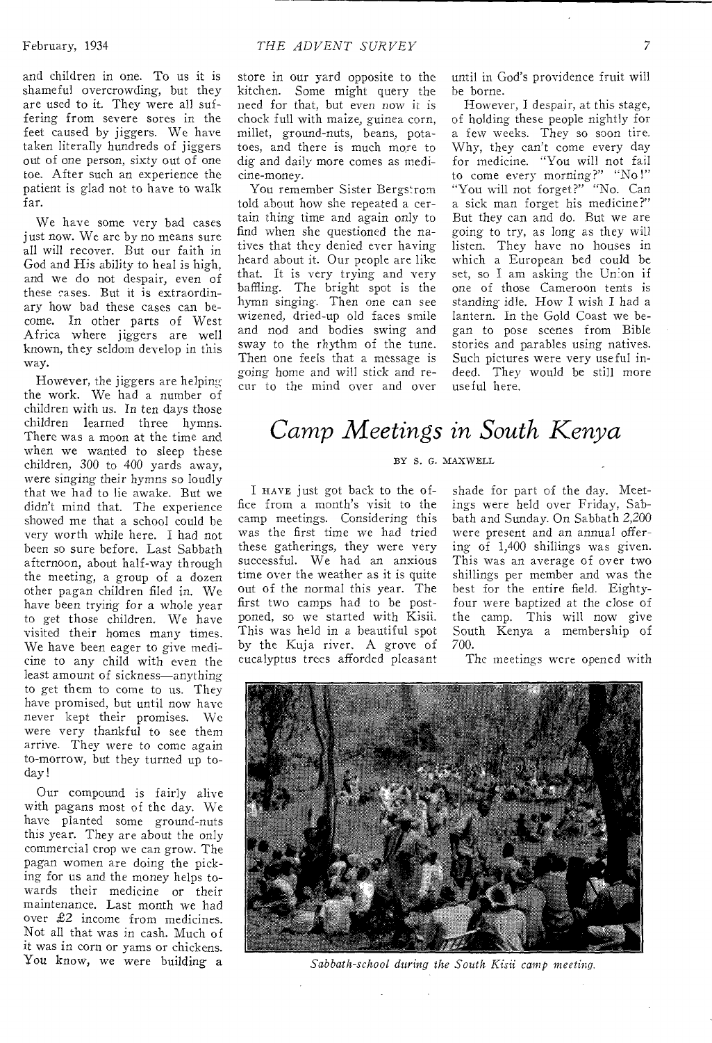and children in one. To us it is shameful overcrowding, but they are used to it. They were all suffering from severe sores in the feet caused by jiggers. We have taken literally hundreds of jiggers out of one person, sixty out of one toe. After such an experience the patient is glad not to have to walk far.

We have some very bad cases just now. We are by no means sure all will recover. But our faith in God and His ability to heal is high, and we do not despair, even of these cases. But it is extraordinary how bad these cases can become. In other parts of West Africa where jiggers are well known, they seldom develop in this way.

However, the jiggers are helping the work. We had a number of children with us. In ten days those children learned three hymns. There was a moon at the time and when we wanted to sleep these children, 300 to 400 yards away, were singing their hymns so loudly that we had to lie awake. But we didn't mind that. The experience showed me that a school could be very worth while here. I had not been so sure before. Last Sabbath afternoon, about half-way through the meeting, a group of a dozen other pagan children filed in. We have been trying for a whole year to get those children. We have visited their homes many times. We have been eager to give medicine to any child with even the least amount of sickness—anything to get them to come to us. They have promised, but until now have never kept their promises. We were very thankful to see them arrive. They were to come again to-morrow, but they turned up today!

Our compound is fairly alive with pagans most of the day. We have planted some ground-nuts this year. They are about the only commercial crop we can grow. The pagan women are doing the picking for us and the money helps towards their medicine or their maintenance. Last month we had over £2 income from medicines. Not all that was in cash. Much of it was in corn or yams or chickens. You know, we were building a store in our yard opposite to the kitchen. Some might query the need for that, but even now it is chock full with maize, guinea corn, millet, ground-nuts, beans, potatoes, and there is much more to dig and daily more comes as medicine-money.

You remember Sister Bergstrom told about how she repeated a certain thing time and again only to find when she questioned the natives that they denied ever having heard about it. Our people are like that. It is very trying and very baffling. The bright spot is the hymn singing. Then one can see wizened, dried-up old faces smile and nod and bodies swing and sway to the rhythm of the tune. Then one feels that a message is going home and will stick and recur to the mind over and over until in God's providence fruit will be borne.

However, I despair, at this stage, of holding these people nightly for a few weeks. They so soon tire. Why, they can't come every day for medicine. "You will not fail to come every morning?" "No!" "You will not forget?" "No. Can a sick man forget his medicine?" But they can and do. But we are going to try, as long as they will listen. They have no houses in which a European bed could be set, so I am asking the Union if one of those Cameroon tents is standing idle. How I wish I had a lantern. In the Gold Coast we began to pose scenes from Bible stories and parables using natives. Such pictures were very useful indeed. They would be still more useful here.

# *Camp Meetings in South Kenya*

BY S. G. MAXWELL

I HAVE just got back to the office from a month's visit to the camp meetings. Considering this was the first time we had tried these gatherings, they were very successful. We had an anxious time over the weather as it is quite out of the normal this year. The first two camps had to be postponed, so we started with Kisii. This was held in a beautiful spot by the Kuja river. A grove of eucalyptus trees afforded pleasant shade for part of the day. Meetings were held over Friday, Sabbath and Sunday. On Sabbath 2,200 were present and an annual offering of 1,400 shillings was given. This was an average of over two shillings per member and was the best for the entire field. Eighty-four were baptized at the close of the camp. This will now give South Kenya a membership of 700.

The meetings were opened with

*Sabbath-school during the South Kisii camp meeting.*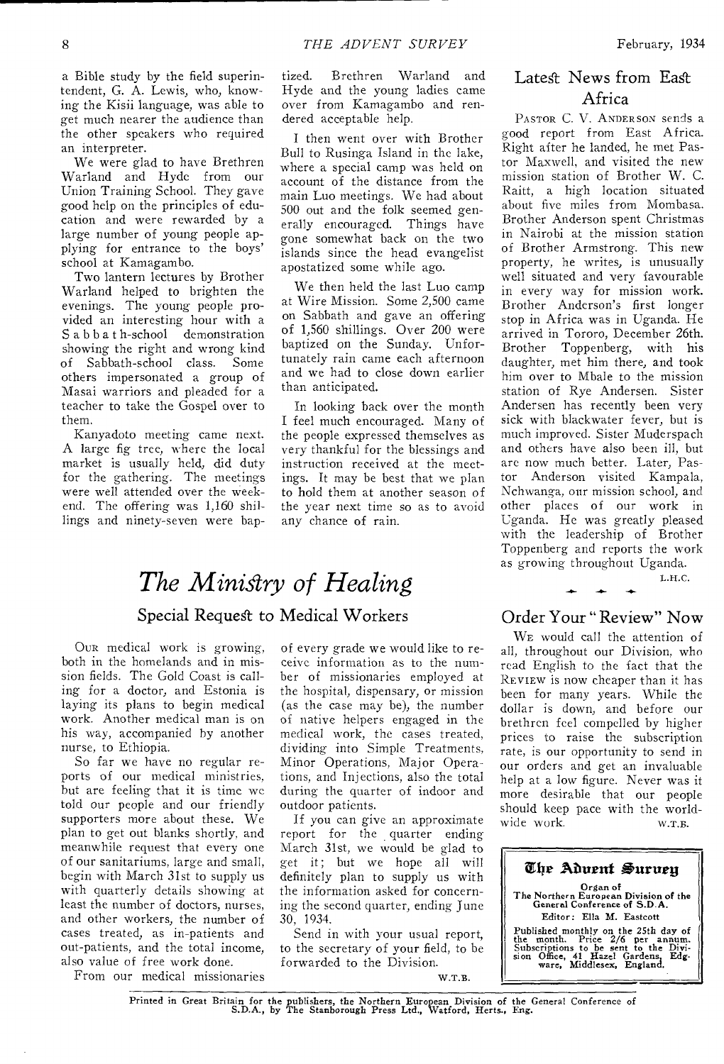a Bible study by the field superintendent, G. A. Lewis, who, knowing the Kisii language, was able to get much nearer the audience than the other speakers who required an interpreter.

We were glad to have Brethren Warland and Hyde from our Union Training School. They gave good help on the principles of education and were rewarded by a large number of young people applying for entrance to the boys' school at Kamagambo.

Two lantern lectures by Brother Warland helped to brighten the evenings. The young people provided an interesting hour with a Sabbath-school demonstration showing the right and wrong kind of Sabbath-school class. Some others impersonated a group of Masai warriors and pleaded for a teacher to take the Gospel over to them.

Kanyadoto meeting came next. A large fig tree, where the local market is usually held, did duty for the gathering. The meetings were well attended over the week-end. The offering was 1,160 shillings and ninety-seven were baptized. Brethren Warland and Hyde and the young ladies came over from Kamagambo and rendered acceptable help.

I then went over with Brother Bull to Rusinga Island in the lake, where a special camp was held on account of the distance from the main Luo meetings. We had about 500 out and the folk seemed generally encouraged. Things have gone somewhat back on the two islands since the head evangelist apostatized some while ago.

We then held the last Luo camp at Wire Mission. Some 2,500 came on Sabbath and gave an offering of 1,560 shillings. Over 200 were baptized on the Sunday. Unfortunately rain came each afternoon and we had to close down earlier than anticipated.

In looking back over the month I feel much encouraged. Many of the people expressed themselves as very thankful for the blessings and instruction received at the meetings. It may be best that we plan to hold them at another season of the year next time so as to avoid any chance of rain.

# *The Ministry of Healing*

## Special Request to Medical Workers

Our medical work is growing, both in the homelands and in mission fields. The Gold Coast is calling for a doctor, and Estonia is laying its plans to begin medical work. Another medical man is on his way, accompanied by another nurse, to Ethiopia.

So far we have no regular reports of our medical ministries, but are feeling that it is time we told our people and our friendly supporters more about these. We plan to get out blanks shortly, and meanwhile request that every one of our sanitariums, large and small, begin with March 31st to supply us with quarterly details showing at least the number of doctors, nurses, and other workers, the number of cases treated, as in-patients and out-patients, and the total income, also value of free work done.

From our medical missionaries of every grade we would like to receive information as to the number of missionaries employed at the hospital, dispensary, or mission (as the case may be), the number of native helpers engaged in the medical work, the cases treated, dividing into Simple Treatments, Minor Operations, Major Operations, and Injections, also the total during the quarter of indoor and outdoor patients.

If you can give an approximate report for the quarter ending March 31st, we would be glad to get it; but we hope all will definitely plan to supply us with the information asked for concerning the second quarter, ending June 30, 1934.

Send in with your usual report, to the secretary of your field, to be forwarded to the Division.

W.T.B.

## Latest News from East Africa

Pastor C. V. Anderson sends a good report from East Africa. Right after he landed, he met Pastor Maxwell, and visited the new mission station of Brother W. C. Raitt, a high location situated about five miles from Mombasa. Brother Anderson spent Christmas in Nairobi at the mission station of Brother Armstrong. This new property, he writes, is unusually well situated and very favourable in every way for mission work. Brother Anderson's first longer stop in Africa was in Uganda. He arrived in Tororo, December 26th. Brother Toppenberg, with his daughter, met him there, and took him over to Mbale to the mission station of Rye Andersen. Sister Andersen has recently been very sick with blackwater fever, but is much improved. Sister Muderspach and others have also been ill, but are now much better. Later, Pastor Anderson visited Kampala, Nchwanga, our mission school, and other places of our work in Uganda. He was greatly pleased with the leadership of Brother Toppenberg and reports the work as growing throughout Uganda.

L.H.C.

## Order Your "Review" Now

We would call the attention of all, throughout our Division, who read English to the fact that the Review is now cheaper than it has been for many years. While the dollar is down, and before our brethren feel compelled by higher prices to raise the subscription rate, is our opportunity to send in our orders and get an invaluable help at a low figure. Never was it more desirable that our people should keep pace with the world-wide work.

W.T.B.

**The Advent Survey**

Organ of The Northern European Division of the General Conference of S.D.A.

Editor: Ella M. Eastcott

Published monthly on the 25th day of the month. Price 2/6 per annum. Subscriptions to be sent to the Division Office, 41 Hazel Gardens, Edgware, Middlesex, England.

Printed in Great Britain for the publishers, the Northern European Division of the General Conference of S.D.A., by The Stanborough Press Ltd., Watford, Herts., Eng.